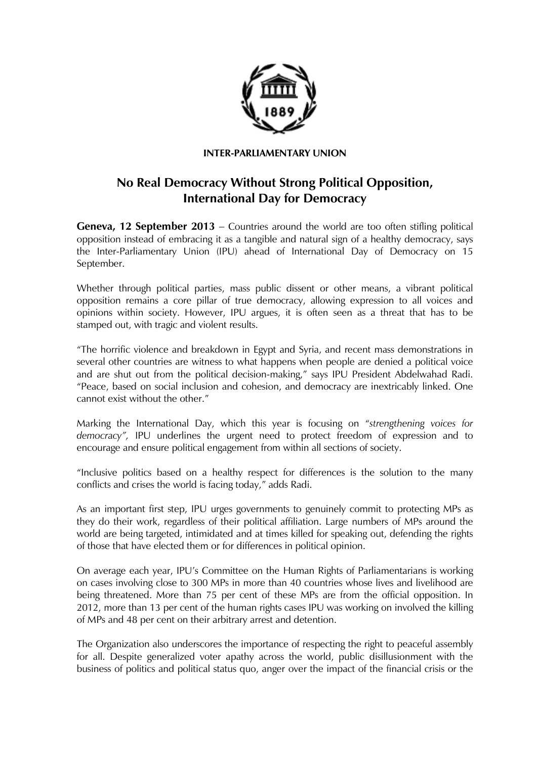**INTER-PARLIAMENTARY UNION**

# No Real Democracy Without Strong Political Opposition, International Day for Democracy

**Geneva, 12 September 2013** – Countries around the world are too often stifling political opposition instead of embracing it as a tangible and natural sign of a healthy democracy, says the Inter-Parliamentary Union (IPU) ahead of International Day of Democracy on 15 September.

Whether through political parties, mass public dissent or other means, a vibrant political opposition remains a core pillar of true democracy, allowing expression to all voices and opinions within society. However, IPU argues, it is often seen as a threat that has to be stamped out, with tragic and violent results.

"The horrific violence and breakdown in Egypt and Syria, and recent mass demonstrations in several other countries are witness to what happens when people are denied a political voice and are shut out from the political decision-making," says IPU President Abdelwahad Radi. "Peace, based on social inclusion and cohesion, and democracy are inextricably linked. One cannot exist without the other."

Marking the International Day, which this year is focusing on "*strengthening voices for democracy"*, IPU underlines the urgent need to protect freedom of expression and to encourage and ensure political engagement from within all sections of society.

"Inclusive politics based on a healthy respect for differences is the solution to the many conflicts and crises the world is facing today," adds Radi.

As an important first step, IPU urges governments to genuinely commit to protecting MPs as they do their work, regardless of their political affiliation. Large numbers of MPs around the world are being targeted, intimidated and at times killed for speaking out, defending the rights of those that have elected them or for differences in political opinion.

On average each year, IPU's Committee on the Human Rights of Parliamentarians is working on cases involving close to 300 MPs in more than 40 countries whose lives and livelihood are being threatened. More than 75 per cent of these MPs are from the official opposition. In 2012, more than 13 per cent of the human rights cases IPU was working on involved the killing of MPs and 48 per cent on their arbitrary arrest and detention.

The Organization also underscores the importance of respecting the right to peaceful assembly for all. Despite generalized voter apathy across the world, public disillusionment with the business of politics and political status quo, anger over the impact of the financial crisis or the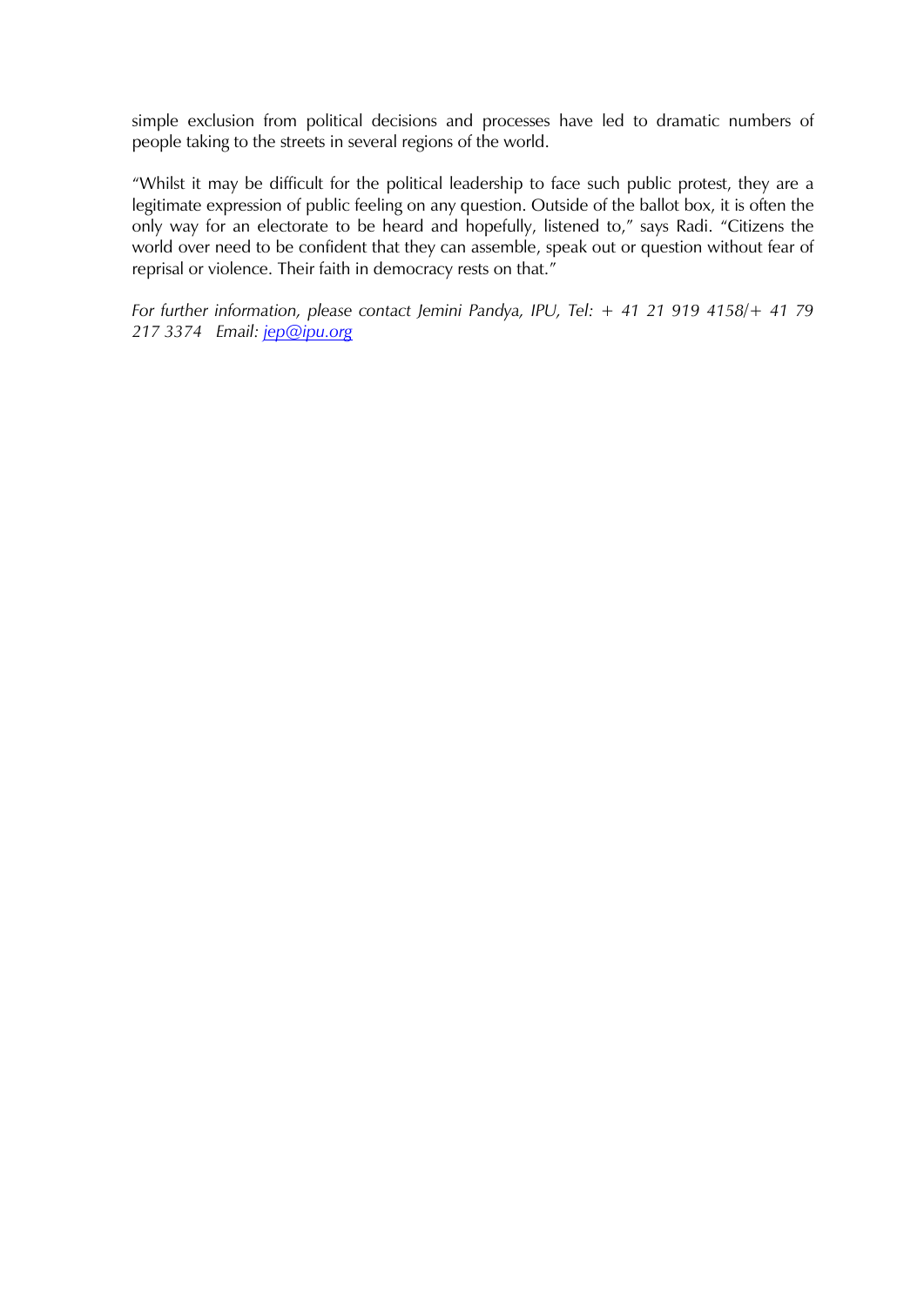simple exclusion from political decisions and processes have led to dramatic numbers of people taking to the streets in several regions of the world.

"Whilst it may be difficult for the political leadership to face such public protest, they are a legitimate expression of public feeling on any question. Outside of the ballot box, it is often the only way for an electorate to be heard and hopefully, listened to," says Radi. "Citizens the world over need to be confident that they can assemble, speak out or question without fear of reprisal or violence. Their faith in democracy rests on that."

*For further information, please contact Jemini Pandya, IPU, Tel: + 41 21 919 4158/+ 41 79 217 3374 Email: [jep@ipu.org](mailto:jep@ipu.org)*